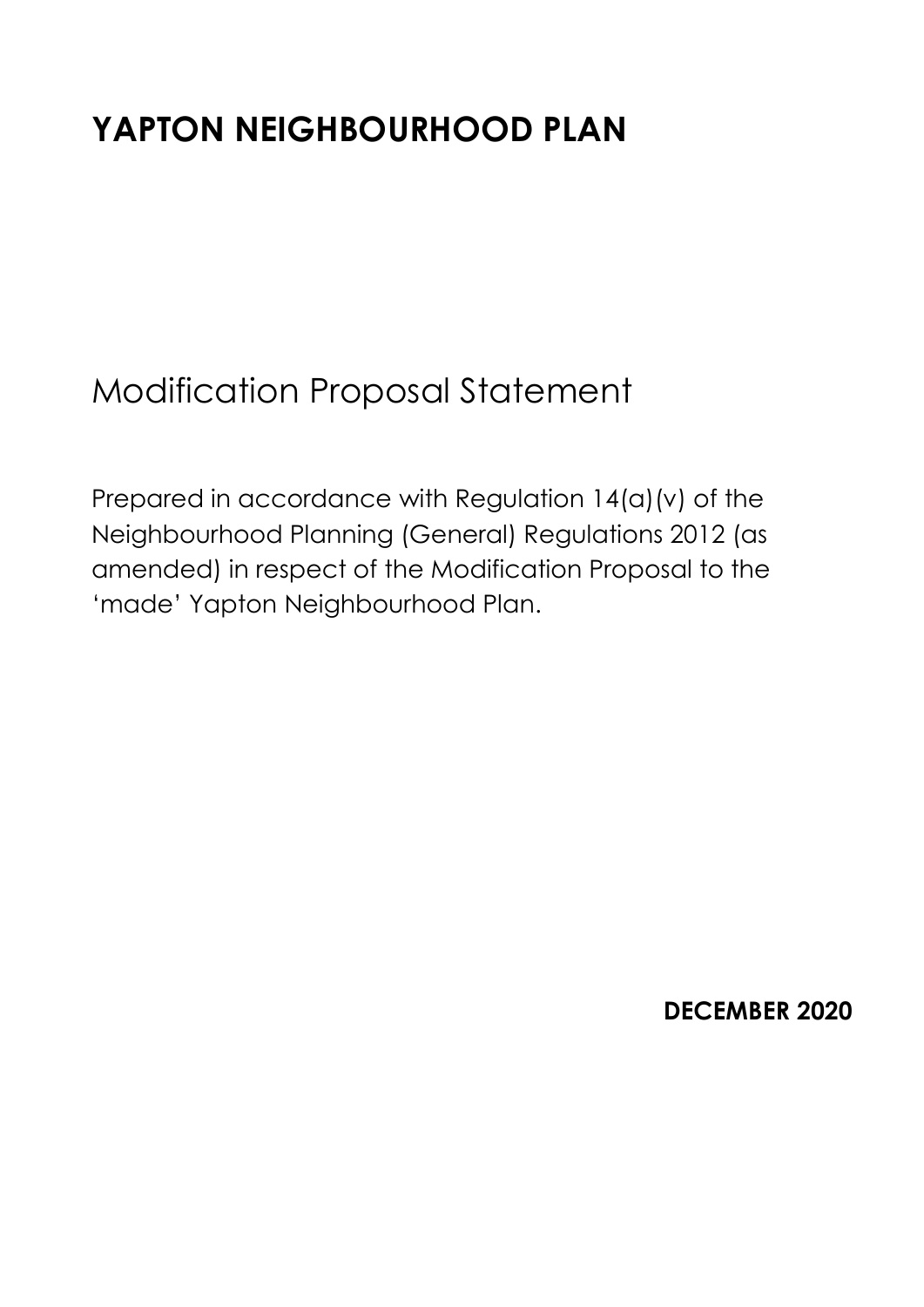# YAPTON NEIGHBOURHOOD PLAN

## Modification Proposal Statement

Prepared in accordance with Regulation 14(a)(v) of the Neighbourhood Planning (General) Regulations 2012 (as amended) in respect of the Modification Proposal to the 'made' Yapton Neighbourhood Plan.

**DECEMBER 2020**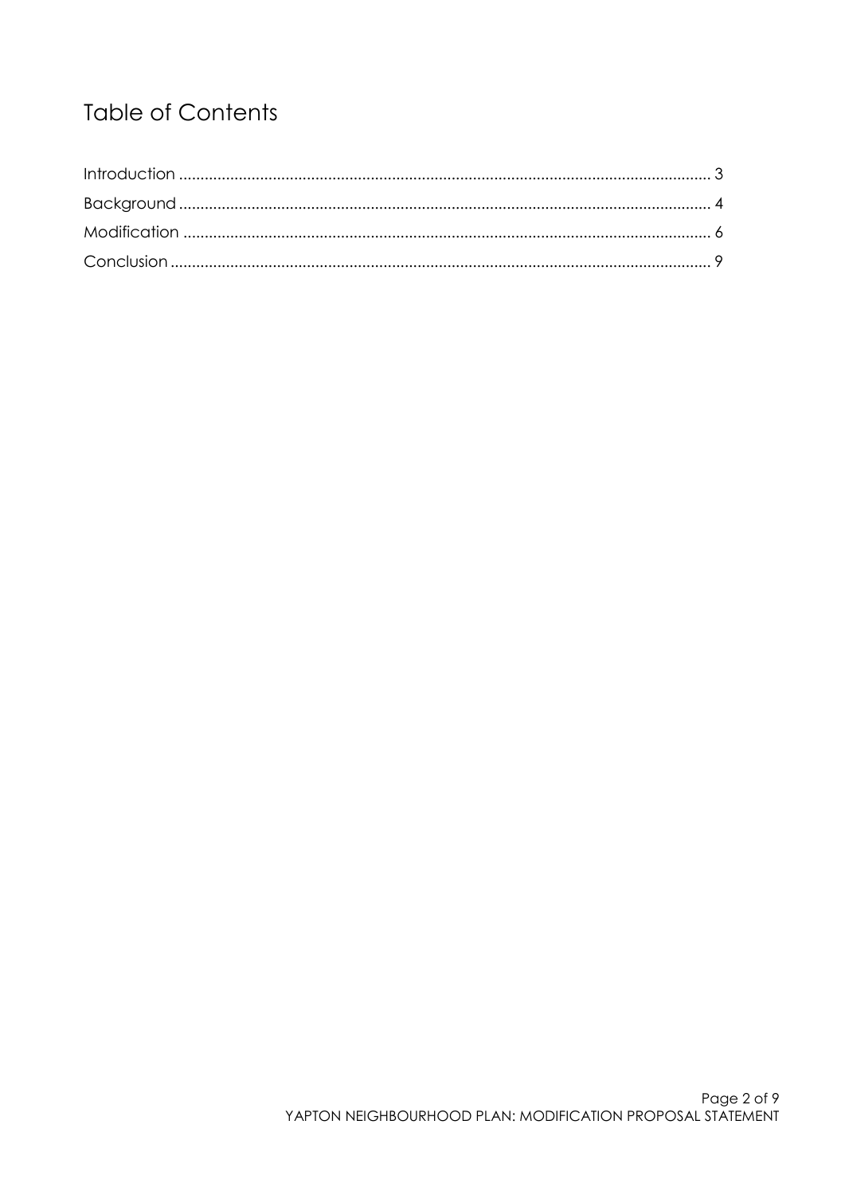# Table of Contents

Introduction ........................................................................................................................ 3
Background ........................................................................................................................ 4
Modification ....................................................................................................................... 6
Conclusion .......................................................................................................................... 9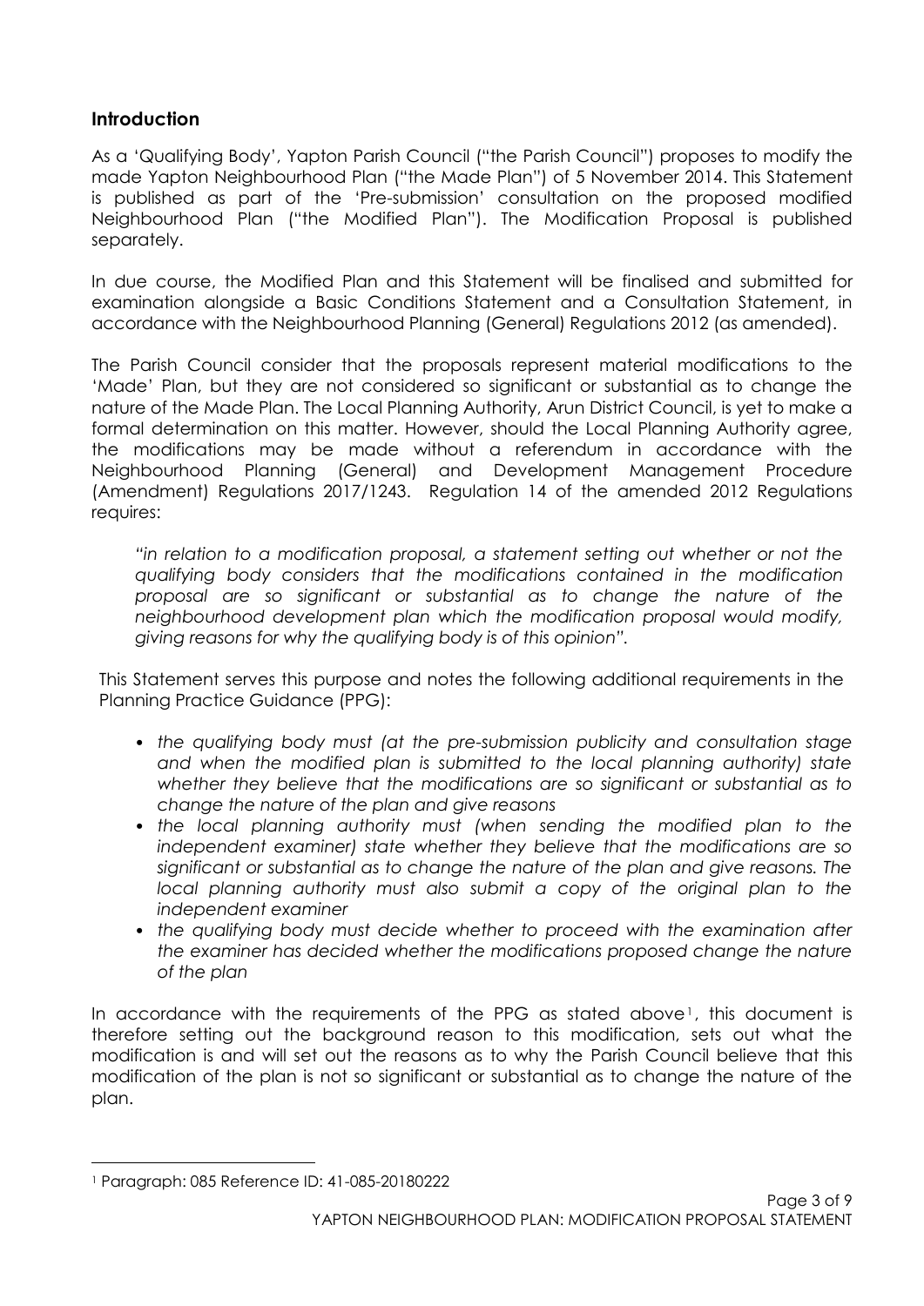## Introduction

As a 'Qualifying Body', Yapton Parish Council ("the Parish Council") proposes to modify the made Yapton Neighbourhood Plan ("the Made Plan") of 5 November 2014. This Statement is published as part of the 'Pre-submission' consultation on the proposed modified Neighbourhood Plan ("the Modified Plan"). The Modification Proposal is published separately.

In due course, the Modified Plan and this Statement will be finalised and submitted for examination alongside a Basic Conditions Statement and a Consultation Statement, in accordance with the Neighbourhood Planning (General) Regulations 2012 (as amended).

The Parish Council consider that the proposals represent material modifications to the 'Made' Plan, but they are not considered so significant or substantial as to change the nature of the Made Plan. The Local Planning Authority, Arun District Council, is yet to make a formal determination on this matter. However, should the Local Planning Authority agree, the modifications may be made without a referendum in accordance with the Neighbourhood Planning (General) and Development Management Procedure (Amendment) Regulations 2017/1243. Regulation 14 of the amended 2012 Regulations requires:

> *"in relation to a modification proposal, a statement setting out whether or not the qualifying body considers that the modifications contained in the modification proposal are so significant or substantial as to change the nature of the neighbourhood development plan which the modification proposal would modify, giving reasons for why the qualifying body is of this opinion".*

This Statement serves this purpose and notes the following additional requirements in the Planning Practice Guidance (PPG):

- *the qualifying body must (at the pre-submission publicity and consultation stage and when the modified plan is submitted to the local planning authority) state whether they believe that the modifications are so significant or substantial as to change the nature of the plan and give reasons*
- *the local planning authority must (when sending the modified plan to the independent examiner) state whether they believe that the modifications are so significant or substantial as to change the nature of the plan and give reasons. The local planning authority must also submit a copy of the original plan to the independent examiner*
- *the qualifying body must decide whether to proceed with the examination after the examiner has decided whether the modifications proposed change the nature of the plan*

In accordance with the requirements of the PPG as stated above[1], this document is therefore setting out the background reason to this modification, sets out what the modification is and will set out the reasons as to why the Parish Council believe that this modification of the plan is not so significant or substantial as to change the nature of the plan.

---

[1] Paragraph: 085 Reference ID: 41-085-20180222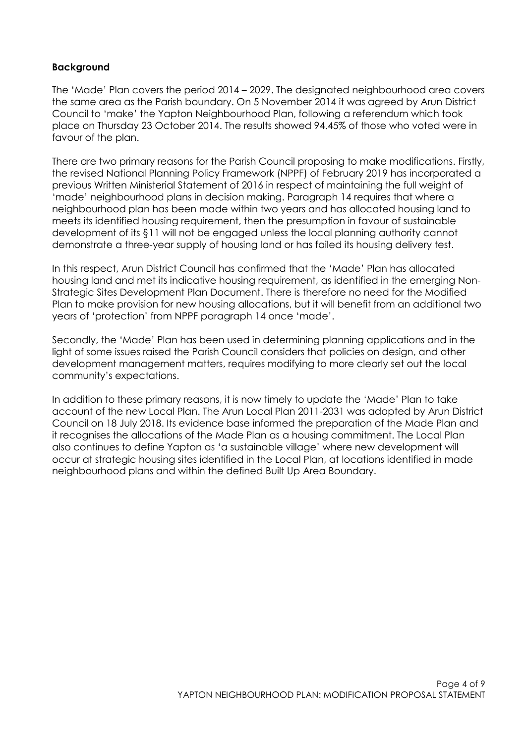**Background**

The 'Made' Plan covers the period 2014 – 2029. The designated neighbourhood area covers the same area as the Parish boundary. On 5 November 2014 it was agreed by Arun District Council to 'make' the Yapton Neighbourhood Plan, following a referendum which took place on Thursday 23 October 2014. The results showed 94.45% of those who voted were in favour of the plan.

There are two primary reasons for the Parish Council proposing to make modifications. Firstly, the revised National Planning Policy Framework (NPPF) of February 2019 has incorporated a previous Written Ministerial Statement of 2016 in respect of maintaining the full weight of 'made' neighbourhood plans in decision making. Paragraph 14 requires that where a neighbourhood plan has been made within two years and has allocated housing land to meets its identified housing requirement, then the presumption in favour of sustainable development of its §11 will not be engaged unless the local planning authority cannot demonstrate a three-year supply of housing land or has failed its housing delivery test.

In this respect, Arun District Council has confirmed that the 'Made' Plan has allocated housing land and met its indicative housing requirement, as identified in the emerging Non-Strategic Sites Development Plan Document. There is therefore no need for the Modified Plan to make provision for new housing allocations, but it will benefit from an additional two years of 'protection' from NPPF paragraph 14 once 'made'.

Secondly, the 'Made' Plan has been used in determining planning applications and in the light of some issues raised the Parish Council considers that policies on design, and other development management matters, requires modifying to more clearly set out the local community's expectations.

In addition to these primary reasons, it is now timely to update the 'Made' Plan to take account of the new Local Plan. The Arun Local Plan 2011-2031 was adopted by Arun District Council on 18 July 2018. Its evidence base informed the preparation of the Made Plan and it recognises the allocations of the Made Plan as a housing commitment. The Local Plan also continues to define Yapton as 'a sustainable village' where new development will occur at strategic housing sites identified in the Local Plan, at locations identified in made neighbourhood plans and within the defined Built Up Area Boundary.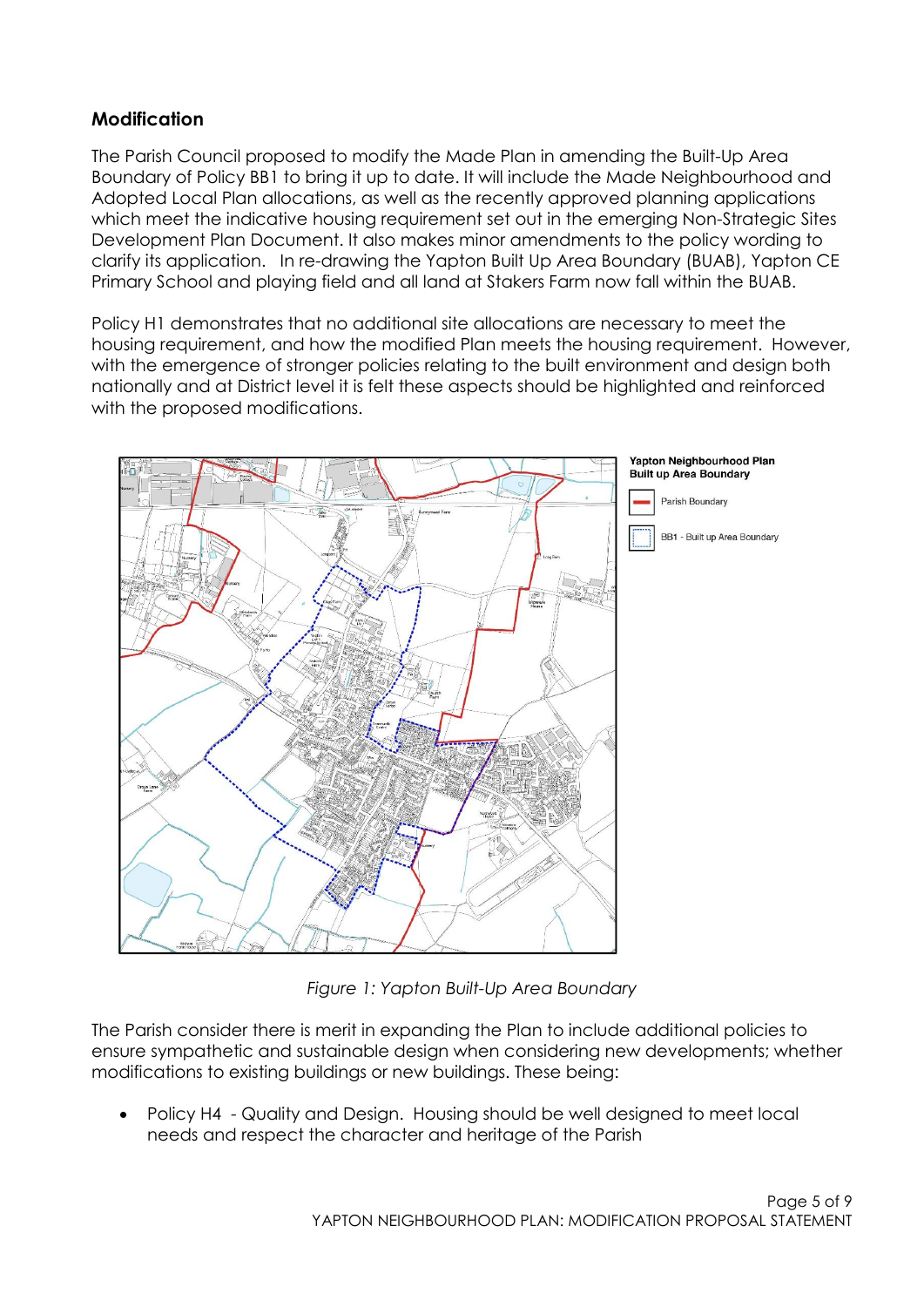## Modification

The Parish Council proposed to modify the Made Plan in amending the Built-Up Area Boundary of Policy BB1 to bring it up to date. It will include the Made Neighbourhood and Adopted Local Plan allocations, as well as the recently approved planning applications which meet the indicative housing requirement set out in the emerging Non-Strategic Sites Development Plan Document. It also makes minor amendments to the policy wording to clarify its application. In re-drawing the Yapton Built Up Area Boundary (BUAB), Yapton CE Primary School and playing field and all land at Stakers Farm now fall within the BUAB.

Policy H1 demonstrates that no additional site allocations are necessary to meet the housing requirement, and how the modified Plan meets the housing requirement. However, with the emergence of stronger policies relating to the built environment and design both nationally and at District level it is felt these aspects should be highlighted and reinforced with the proposed modifications.

*Figure 1: Yapton Built-Up Area Boundary*

The Parish consider there is merit in expanding the Plan to include additional policies to ensure sympathetic and sustainable design when considering new developments; whether modifications to existing buildings or new buildings. These being:

- Policy H4 - Quality and Design. Housing should be well designed to meet local needs and respect the character and heritage of the Parish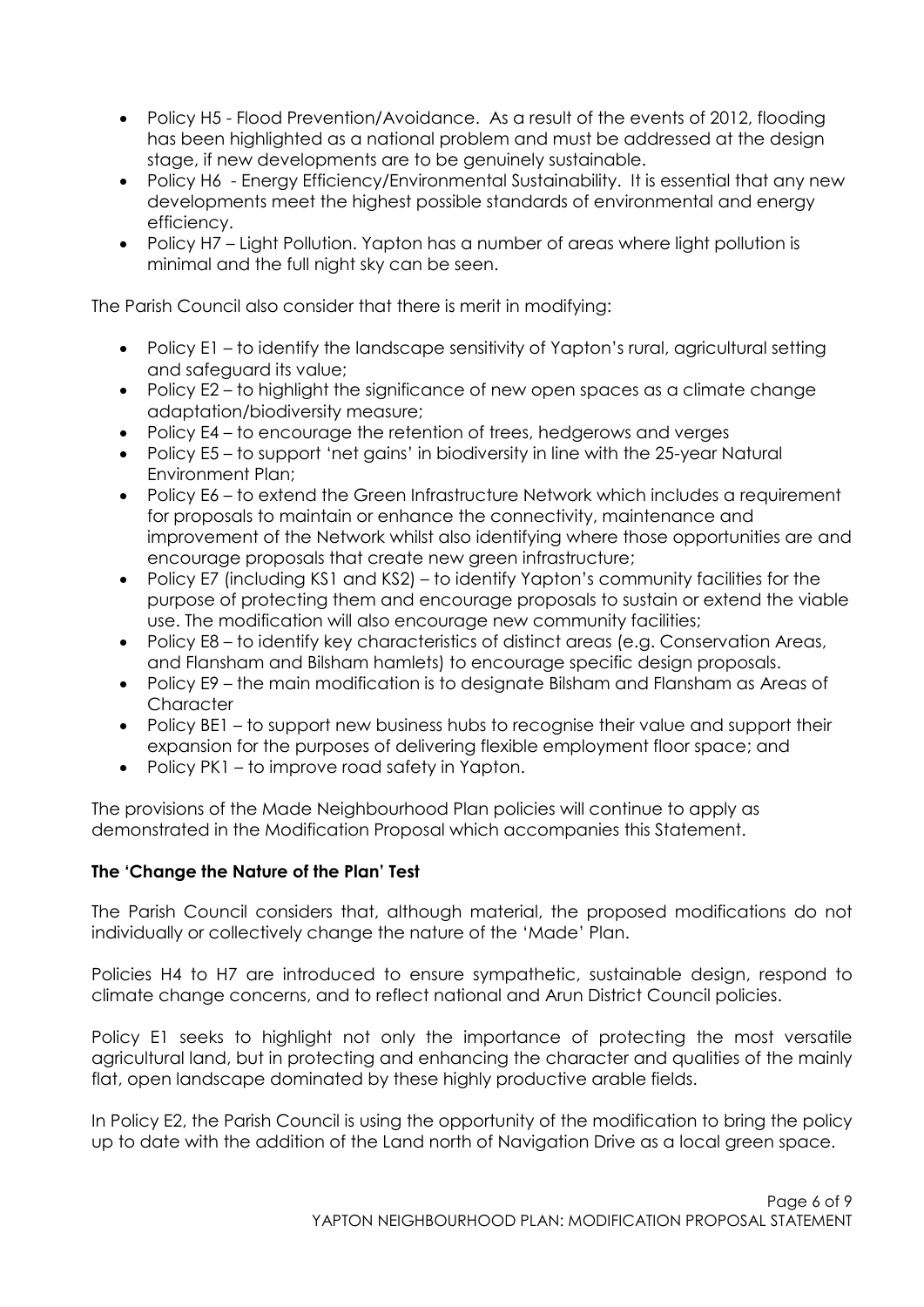- Policy H5 - Flood Prevention/Avoidance. As a result of the events of 2012, flooding has been highlighted as a national problem and must be addressed at the design stage, if new developments are to be genuinely sustainable.
- Policy H6 - Energy Efficiency/Environmental Sustainability. It is essential that any new developments meet the highest possible standards of environmental and energy efficiency.
- Policy H7 – Light Pollution. Yapton has a number of areas where light pollution is minimal and the full night sky can be seen.

The Parish Council also consider that there is merit in modifying:

- Policy E1 – to identify the landscape sensitivity of Yapton's rural, agricultural setting and safeguard its value;
- Policy E2 – to highlight the significance of new open spaces as a climate change adaptation/biodiversity measure;
- Policy E4 – to encourage the retention of trees, hedgerows and verges
- Policy E5 – to support 'net gains' in biodiversity in line with the 25-year Natural Environment Plan;
- Policy E6 – to extend the Green Infrastructure Network which includes a requirement for proposals to maintain or enhance the connectivity, maintenance and improvement of the Network whilst also identifying where those opportunities are and encourage proposals that create new green infrastructure;
- Policy E7 (including KS1 and KS2) – to identify Yapton's community facilities for the purpose of protecting them and encourage proposals to sustain or extend the viable use. The modification will also encourage new community facilities;
- Policy E8 – to identify key characteristics of distinct areas (e.g. Conservation Areas, and Flansham and Bilsham hamlets) to encourage specific design proposals.
- Policy E9 – the main modification is to designate Bilsham and Flansham as Areas of Character
- Policy BE1 – to support new business hubs to recognise their value and support their expansion for the purposes of delivering flexible employment floor space; and
- Policy PK1 – to improve road safety in Yapton.

The provisions of the Made Neighbourhood Plan policies will continue to apply as demonstrated in the Modification Proposal which accompanies this Statement.

**The 'Change the Nature of the Plan' Test**

The Parish Council considers that, although material, the proposed modifications do not individually or collectively change the nature of the 'Made' Plan.

Policies H4 to H7 are introduced to ensure sympathetic, sustainable design, respond to climate change concerns, and to reflect national and Arun District Council policies.

Policy E1 seeks to highlight not only the importance of protecting the most versatile agricultural land, but in protecting and enhancing the character and qualities of the mainly flat, open landscape dominated by these highly productive arable fields.

In Policy E2, the Parish Council is using the opportunity of the modification to bring the policy up to date with the addition of the Land north of Navigation Drive as a local green space.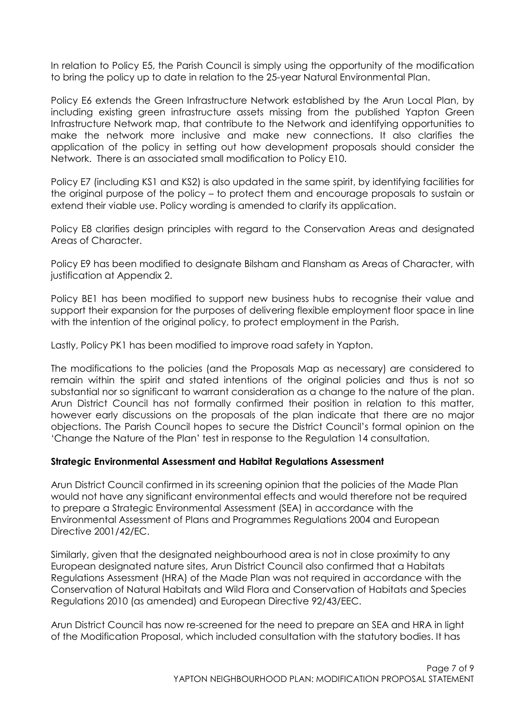In relation to Policy E5, the Parish Council is simply using the opportunity of the modification to bring the policy up to date in relation to the 25-year Natural Environmental Plan.

Policy E6 extends the Green Infrastructure Network established by the Arun Local Plan, by including existing green infrastructure assets missing from the published Yapton Green Infrastructure Network map, that contribute to the Network and identifying opportunities to make the network more inclusive and make new connections. It also clarifies the application of the policy in setting out how development proposals should consider the Network. There is an associated small modification to Policy E10.

Policy E7 (including KS1 and KS2) is also updated in the same spirit, by identifying facilities for the original purpose of the policy – to protect them and encourage proposals to sustain or extend their viable use. Policy wording is amended to clarify its application.

Policy E8 clarifies design principles with regard to the Conservation Areas and designated Areas of Character.

Policy E9 has been modified to designate Bilsham and Flansham as Areas of Character, with justification at Appendix 2.

Policy BE1 has been modified to support new business hubs to recognise their value and support their expansion for the purposes of delivering flexible employment floor space in line with the intention of the original policy, to protect employment in the Parish.

Lastly, Policy PK1 has been modified to improve road safety in Yapton.

The modifications to the policies (and the Proposals Map as necessary) are considered to remain within the spirit and stated intentions of the original policies and thus is not so substantial nor so significant to warrant consideration as a change to the nature of the plan. Arun District Council has not formally confirmed their position in relation to this matter, however early discussions on the proposals of the plan indicate that there are no major objections. The Parish Council hopes to secure the District Council's formal opinion on the 'Change the Nature of the Plan' test in response to the Regulation 14 consultation.

**Strategic Environmental Assessment and Habitat Regulations Assessment**

Arun District Council confirmed in its screening opinion that the policies of the Made Plan would not have any significant environmental effects and would therefore not be required to prepare a Strategic Environmental Assessment (SEA) in accordance with the Environmental Assessment of Plans and Programmes Regulations 2004 and European Directive 2001/42/EC.

Similarly, given that the designated neighbourhood area is not in close proximity to any European designated nature sites, Arun District Council also confirmed that a Habitats Regulations Assessment (HRA) of the Made Plan was not required in accordance with the Conservation of Natural Habitats and Wild Flora and Conservation of Habitats and Species Regulations 2010 (as amended) and European Directive 92/43/EEC.

Arun District Council has now re-screened for the need to prepare an SEA and HRA in light of the Modification Proposal, which included consultation with the statutory bodies. It has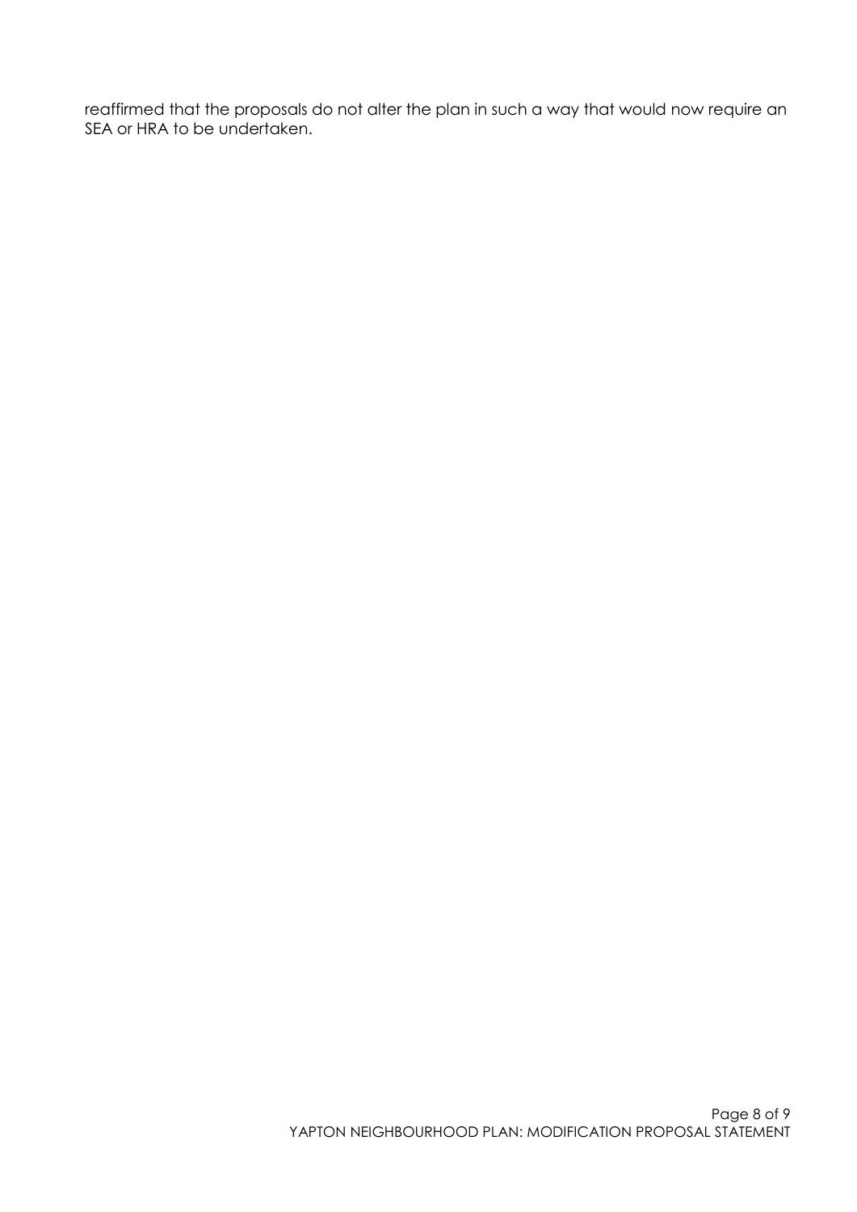reaffirmed that the proposals do not alter the plan in such a way that would now require an SEA or HRA to be undertaken.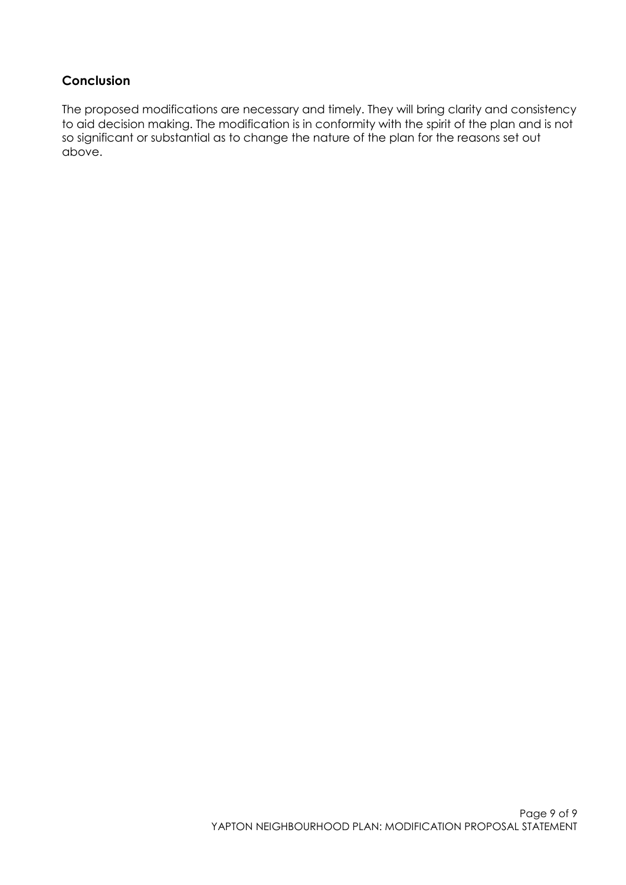## Conclusion

The proposed modifications are necessary and timely. They will bring clarity and consistency to aid decision making. The modification is in conformity with the spirit of the plan and is not so significant or substantial as to change the nature of the plan for the reasons set out above.